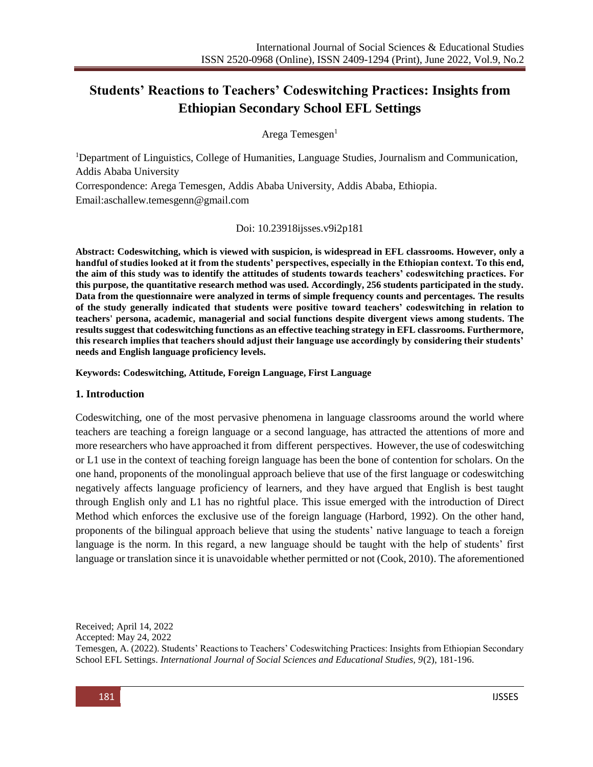# Students' Reactions to Teachers' Codeswitching Practices: Insights from Ethiopian Secondary School EFL Settings

Arega Temesgen[1]

[1]Department of Linguistics, College of Humanities, Language Studies, Journalism and Communication, Addis Ababa University

Correspondence: Arega Temesgen, Addis Ababa University, Addis Ababa, Ethiopia.

Email:aschallew.temesgenn@gmail.com

Doi: 10.23918ijsses.v9i2p181

**Abstract: Codeswitching, which is viewed with suspicion, is widespread in EFL classrooms. However, only a handful of studies looked at it from the students' perspectives, especially in the Ethiopian context. To this end, the aim of this study was to identify the attitudes of students towards teachers' codeswitching practices. For this purpose, the quantitative research method was used. Accordingly, 256 students participated in the study. Data from the questionnaire were analyzed in terms of simple frequency counts and percentages. The results of the study generally indicated that students were positive toward teachers' codeswitching in relation to teachers' persona, academic, managerial and social functions despite divergent views among students. The results suggest that codeswitching functions as an effective teaching strategy in EFL classrooms. Furthermore, this research implies that teachers should adjust their language use accordingly by considering their students' needs and English language proficiency levels.**

**Keywords: Codeswitching, Attitude, Foreign Language, First Language**

## 1. Introduction

Codeswitching, one of the most pervasive phenomena in language classrooms around the world where teachers are teaching a foreign language or a second language, has attracted the attentions of more and more researchers who have approached it from different perspectives. However, the use of codeswitching or L1 use in the context of teaching foreign language has been the bone of contention for scholars. On the one hand, proponents of the monolingual approach believe that use of the first language or codeswitching negatively affects language proficiency of learners, and they have argued that English is best taught through English only and L1 has no rightful place. This issue emerged with the introduction of Direct Method which enforces the exclusive use of the foreign language (Harbord, 1992). On the other hand, proponents of the bilingual approach believe that using the students' native language to teach a foreign language is the norm. In this regard, a new language should be taught with the help of students' first language or translation since it is unavoidable whether permitted or not (Cook, 2010). The aforementioned

Received; April 14, 2022

Accepted: May 24, 2022

Temesgen, A. (2022). Students' Reactions to Teachers' Codeswitching Practices: Insights from Ethiopian Secondary School EFL Settings. *International Journal of Social Sciences and Educational Studies, 9*(2), 181-196.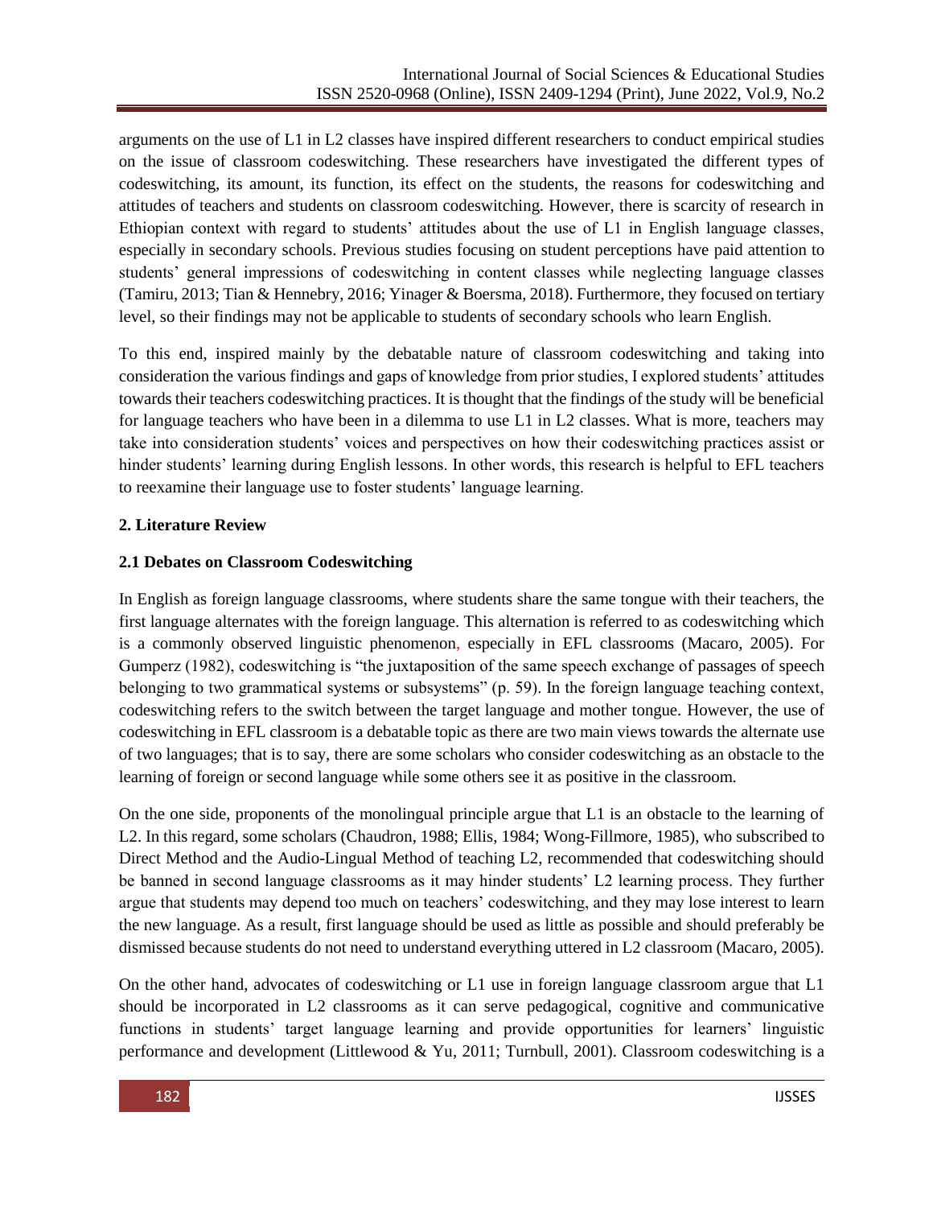arguments on the use of L1 in L2 classes have inspired different researchers to conduct empirical studies on the issue of classroom codeswitching. These researchers have investigated the different types of codeswitching, its amount, its function, its effect on the students, the reasons for codeswitching and attitudes of teachers and students on classroom codeswitching. However, there is scarcity of research in Ethiopian context with regard to students' attitudes about the use of L1 in English language classes, especially in secondary schools. Previous studies focusing on student perceptions have paid attention to students' general impressions of codeswitching in content classes while neglecting language classes (Tamiru, 2013; Tian & Hennebry, 2016; Yinager & Boersma, 2018). Furthermore, they focused on tertiary level, so their findings may not be applicable to students of secondary schools who learn English.

To this end, inspired mainly by the debatable nature of classroom codeswitching and taking into consideration the various findings and gaps of knowledge from prior studies, I explored students' attitudes towards their teachers codeswitching practices. It is thought that the findings of the study will be beneficial for language teachers who have been in a dilemma to use L1 in L2 classes. What is more, teachers may take into consideration students' voices and perspectives on how their codeswitching practices assist or hinder students' learning during English lessons. In other words, this research is helpful to EFL teachers to reexamine their language use to foster students' language learning.

## 2. Literature Review

### 2.1 Debates on Classroom Codeswitching

In English as foreign language classrooms, where students share the same tongue with their teachers, the first language alternates with the foreign language. This alternation is referred to as codeswitching which is a commonly observed linguistic phenomenon, especially in EFL classrooms (Macaro, 2005). For Gumperz (1982), codeswitching is "the juxtaposition of the same speech exchange of passages of speech belonging to two grammatical systems or subsystems" (p. 59). In the foreign language teaching context, codeswitching refers to the switch between the target language and mother tongue. However, the use of codeswitching in EFL classroom is a debatable topic as there are two main views towards the alternate use of two languages; that is to say, there are some scholars who consider codeswitching as an obstacle to the learning of foreign or second language while some others see it as positive in the classroom.

On the one side, proponents of the monolingual principle argue that L1 is an obstacle to the learning of L2. In this regard, some scholars (Chaudron, 1988; Ellis, 1984; Wong-Fillmore, 1985), who subscribed to Direct Method and the Audio-Lingual Method of teaching L2, recommended that codeswitching should be banned in second language classrooms as it may hinder students' L2 learning process. They further argue that students may depend too much on teachers' codeswitching, and they may lose interest to learn the new language. As a result, first language should be used as little as possible and should preferably be dismissed because students do not need to understand everything uttered in L2 classroom (Macaro, 2005).

On the other hand, advocates of codeswitching or L1 use in foreign language classroom argue that L1 should be incorporated in L2 classrooms as it can serve pedagogical, cognitive and communicative functions in students' target language learning and provide opportunities for learners' linguistic performance and development (Littlewood & Yu, 2011; Turnbull, 2001). Classroom codeswitching is a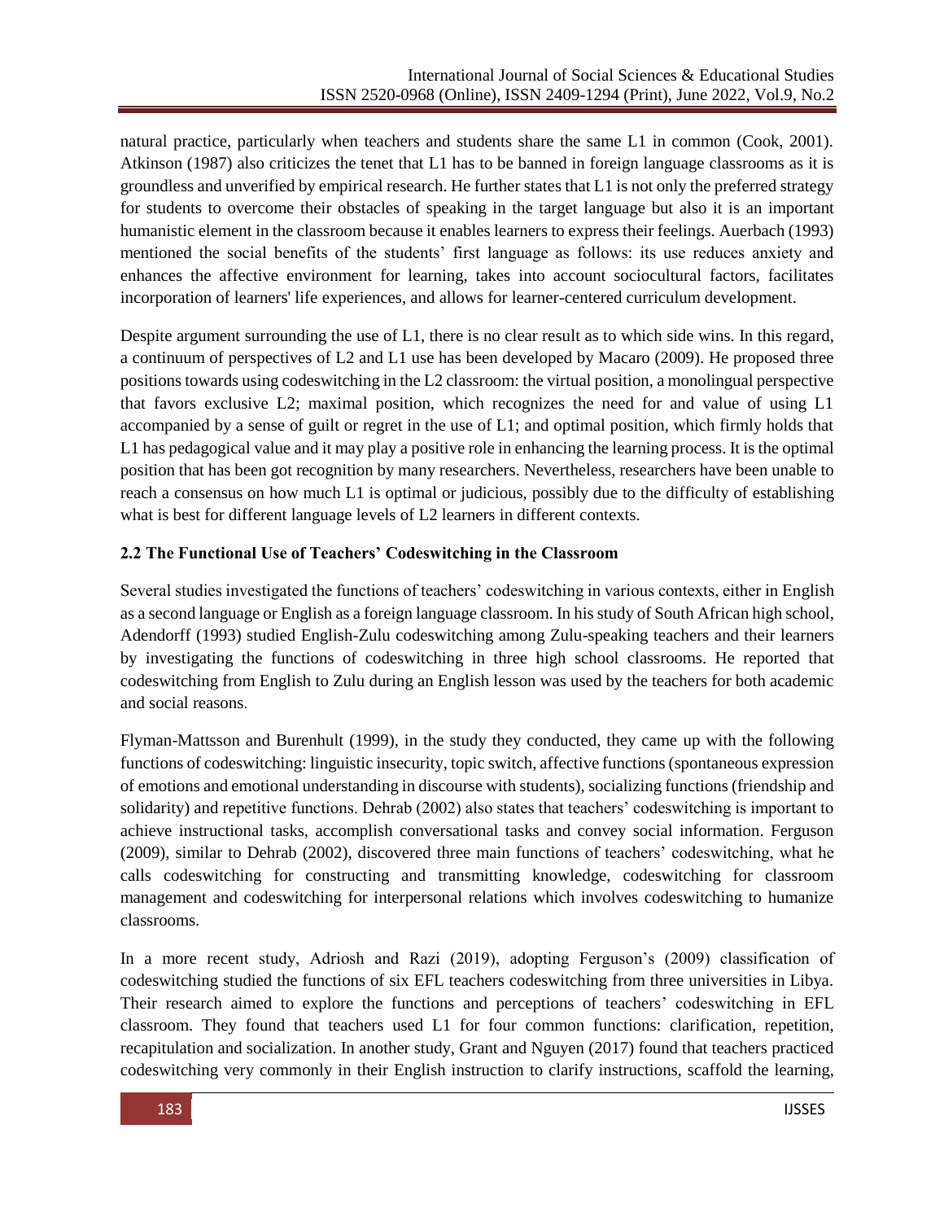natural practice, particularly when teachers and students share the same L1 in common (Cook, 2001). Atkinson (1987) also criticizes the tenet that L1 has to be banned in foreign language classrooms as it is groundless and unverified by empirical research. He further states that L1 is not only the preferred strategy for students to overcome their obstacles of speaking in the target language but also it is an important humanistic element in the classroom because it enables learners to express their feelings. Auerbach (1993) mentioned the social benefits of the students' first language as follows: its use reduces anxiety and enhances the affective environment for learning, takes into account sociocultural factors, facilitates incorporation of learners' life experiences, and allows for learner-centered curriculum development.

Despite argument surrounding the use of L1, there is no clear result as to which side wins. In this regard, a continuum of perspectives of L2 and L1 use has been developed by Macaro (2009). He proposed three positions towards using codeswitching in the L2 classroom: the virtual position, a monolingual perspective that favors exclusive L2; maximal position, which recognizes the need for and value of using L1 accompanied by a sense of guilt or regret in the use of L1; and optimal position, which firmly holds that L1 has pedagogical value and it may play a positive role in enhancing the learning process. It is the optimal position that has been got recognition by many researchers. Nevertheless, researchers have been unable to reach a consensus on how much L1 is optimal or judicious, possibly due to the difficulty of establishing what is best for different language levels of L2 learners in different contexts.

### 2.2 The Functional Use of Teachers' Codeswitching in the Classroom

Several studies investigated the functions of teachers' codeswitching in various contexts, either in English as a second language or English as a foreign language classroom. In his study of South African high school, Adendorff (1993) studied English-Zulu codeswitching among Zulu-speaking teachers and their learners by investigating the functions of codeswitching in three high school classrooms. He reported that codeswitching from English to Zulu during an English lesson was used by the teachers for both academic and social reasons.

Flyman-Mattsson and Burenhult (1999), in the study they conducted, they came up with the following functions of codeswitching: linguistic insecurity, topic switch, affective functions (spontaneous expression of emotions and emotional understanding in discourse with students), socializing functions (friendship and solidarity) and repetitive functions. Dehrab (2002) also states that teachers' codeswitching is important to achieve instructional tasks, accomplish conversational tasks and convey social information. Ferguson (2009), similar to Dehrab (2002), discovered three main functions of teachers' codeswitching, what he calls codeswitching for constructing and transmitting knowledge, codeswitching for classroom management and codeswitching for interpersonal relations which involves codeswitching to humanize classrooms.

In a more recent study, Adriosh and Razi (2019), adopting Ferguson's (2009) classification of codeswitching studied the functions of six EFL teachers codeswitching from three universities in Libya. Their research aimed to explore the functions and perceptions of teachers' codeswitching in EFL classroom. They found that teachers used L1 for four common functions: clarification, repetition, recapitulation and socialization. In another study, Grant and Nguyen (2017) found that teachers practiced codeswitching very commonly in their English instruction to clarify instructions, scaffold the learning,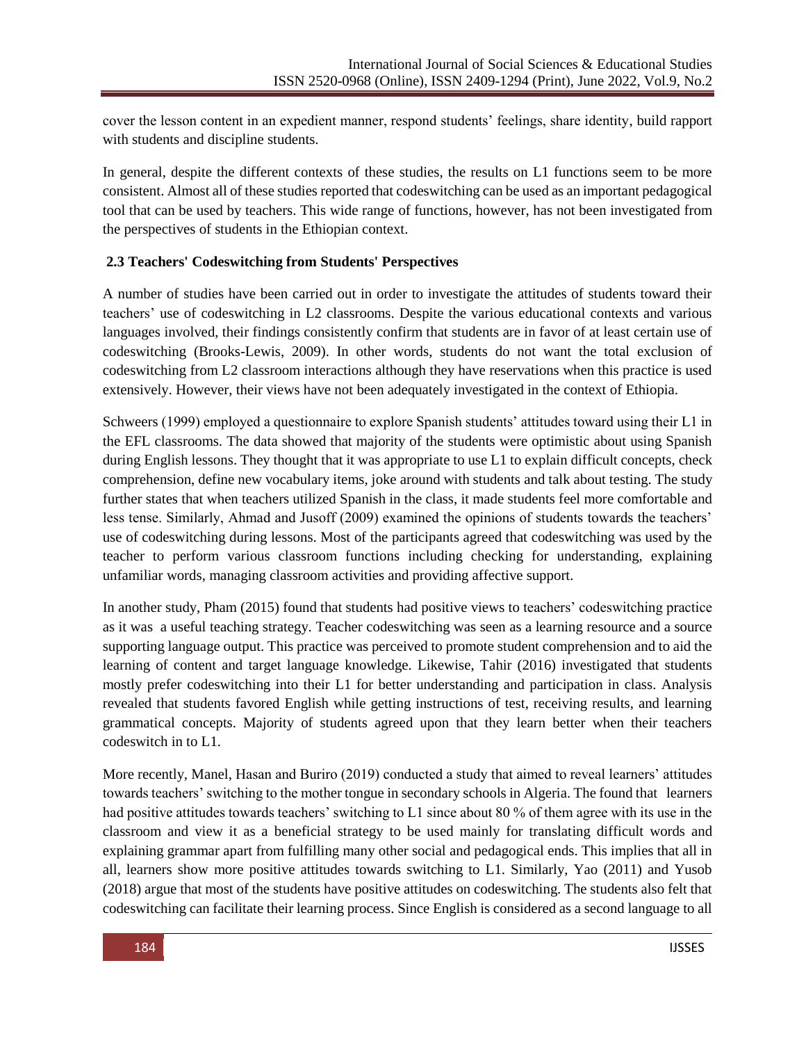cover the lesson content in an expedient manner, respond students' feelings, share identity, build rapport with students and discipline students.

In general, despite the different contexts of these studies, the results on L1 functions seem to be more consistent. Almost all of these studies reported that codeswitching can be used as an important pedagogical tool that can be used by teachers. This wide range of functions, however, has not been investigated from the perspectives of students in the Ethiopian context.

## 2.3 Teachers' Codeswitching from Students' Perspectives

A number of studies have been carried out in order to investigate the attitudes of students toward their teachers' use of codeswitching in L2 classrooms. Despite the various educational contexts and various languages involved, their findings consistently confirm that students are in favor of at least certain use of codeswitching (Brooks-Lewis, 2009). In other words, students do not want the total exclusion of codeswitching from L2 classroom interactions although they have reservations when this practice is used extensively. However, their views have not been adequately investigated in the context of Ethiopia.

Schweers (1999) employed a questionnaire to explore Spanish students' attitudes toward using their L1 in the EFL classrooms. The data showed that majority of the students were optimistic about using Spanish during English lessons. They thought that it was appropriate to use L1 to explain difficult concepts, check comprehension, define new vocabulary items, joke around with students and talk about testing. The study further states that when teachers utilized Spanish in the class, it made students feel more comfortable and less tense. Similarly, Ahmad and Jusoff (2009) examined the opinions of students towards the teachers' use of codeswitching during lessons. Most of the participants agreed that codeswitching was used by the teacher to perform various classroom functions including checking for understanding, explaining unfamiliar words, managing classroom activities and providing affective support.

In another study, Pham (2015) found that students had positive views to teachers' codeswitching practice as it was a useful teaching strategy. Teacher codeswitching was seen as a learning resource and a source supporting language output. This practice was perceived to promote student comprehension and to aid the learning of content and target language knowledge. Likewise, Tahir (2016) investigated that students mostly prefer codeswitching into their L1 for better understanding and participation in class. Analysis revealed that students favored English while getting instructions of test, receiving results, and learning grammatical concepts. Majority of students agreed upon that they learn better when their teachers codeswitch in to L1.

More recently, Manel, Hasan and Buriro (2019) conducted a study that aimed to reveal learners' attitudes towards teachers' switching to the mother tongue in secondary schools in Algeria. The found that learners had positive attitudes towards teachers' switching to L1 since about 80 % of them agree with its use in the classroom and view it as a beneficial strategy to be used mainly for translating difficult words and explaining grammar apart from fulfilling many other social and pedagogical ends. This implies that all in all, learners show more positive attitudes towards switching to L1. Similarly, Yao (2011) and Yusob (2018) argue that most of the students have positive attitudes on codeswitching. The students also felt that codeswitching can facilitate their learning process. Since English is considered as a second language to all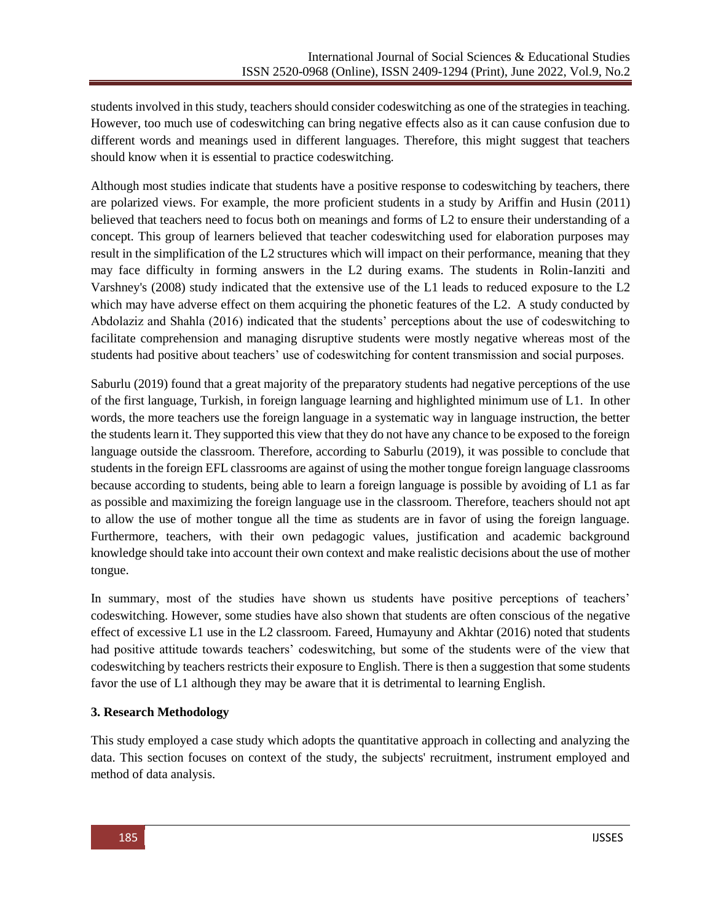students involved in this study, teachers should consider codeswitching as one of the strategies in teaching. However, too much use of codeswitching can bring negative effects also as it can cause confusion due to different words and meanings used in different languages. Therefore, this might suggest that teachers should know when it is essential to practice codeswitching.

Although most studies indicate that students have a positive response to codeswitching by teachers, there are polarized views. For example, the more proficient students in a study by Ariffin and Husin (2011) believed that teachers need to focus both on meanings and forms of L2 to ensure their understanding of a concept. This group of learners believed that teacher codeswitching used for elaboration purposes may result in the simplification of the L2 structures which will impact on their performance, meaning that they may face difficulty in forming answers in the L2 during exams. The students in Rolin-Ianziti and Varshney's (2008) study indicated that the extensive use of the L1 leads to reduced exposure to the L2 which may have adverse effect on them acquiring the phonetic features of the L2. A study conducted by Abdolaziz and Shahla (2016) indicated that the students' perceptions about the use of codeswitching to facilitate comprehension and managing disruptive students were mostly negative whereas most of the students had positive about teachers' use of codeswitching for content transmission and social purposes.

Saburlu (2019) found that a great majority of the preparatory students had negative perceptions of the use of the first language, Turkish, in foreign language learning and highlighted minimum use of L1. In other words, the more teachers use the foreign language in a systematic way in language instruction, the better the students learn it. They supported this view that they do not have any chance to be exposed to the foreign language outside the classroom. Therefore, according to Saburlu (2019), it was possible to conclude that students in the foreign EFL classrooms are against of using the mother tongue foreign language classrooms because according to students, being able to learn a foreign language is possible by avoiding of L1 as far as possible and maximizing the foreign language use in the classroom. Therefore, teachers should not apt to allow the use of mother tongue all the time as students are in favor of using the foreign language. Furthermore, teachers, with their own pedagogic values, justification and academic background knowledge should take into account their own context and make realistic decisions about the use of mother tongue.

In summary, most of the studies have shown us students have positive perceptions of teachers' codeswitching. However, some studies have also shown that students are often conscious of the negative effect of excessive L1 use in the L2 classroom. Fareed, Humayuny and Akhtar (2016) noted that students had positive attitude towards teachers' codeswitching, but some of the students were of the view that codeswitching by teachers restricts their exposure to English. There is then a suggestion that some students favor the use of L1 although they may be aware that it is detrimental to learning English.

## 3. Research Methodology

This study employed a case study which adopts the quantitative approach in collecting and analyzing the data. This section focuses on context of the study, the subjects' recruitment, instrument employed and method of data analysis.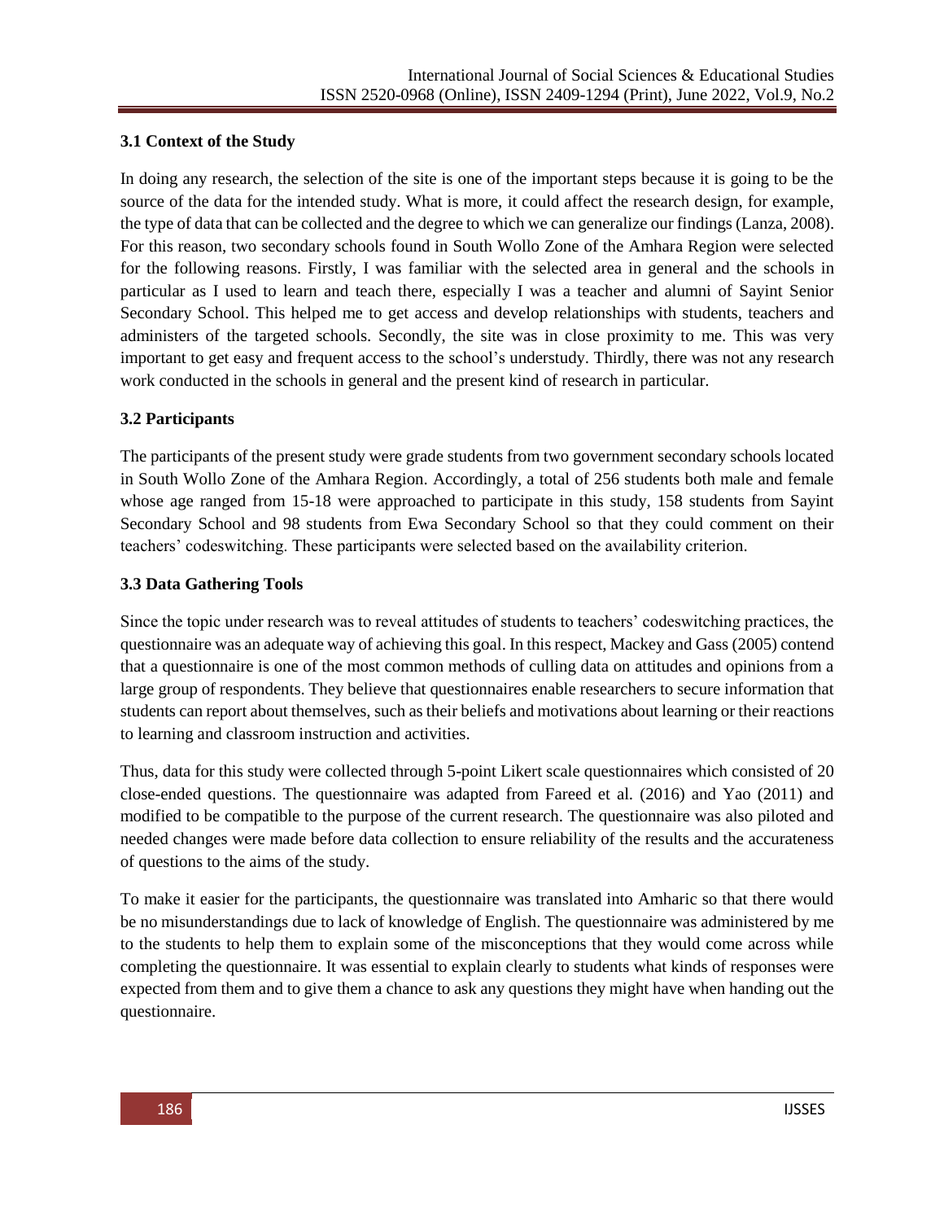### 3.1 Context of the Study

In doing any research, the selection of the site is one of the important steps because it is going to be the source of the data for the intended study. What is more, it could affect the research design, for example, the type of data that can be collected and the degree to which we can generalize our findings (Lanza, 2008). For this reason, two secondary schools found in South Wollo Zone of the Amhara Region were selected for the following reasons. Firstly, I was familiar with the selected area in general and the schools in particular as I used to learn and teach there, especially I was a teacher and alumni of Sayint Senior Secondary School. This helped me to get access and develop relationships with students, teachers and administers of the targeted schools. Secondly, the site was in close proximity to me. This was very important to get easy and frequent access to the school's understudy. Thirdly, there was not any research work conducted in the schools in general and the present kind of research in particular.

### 3.2 Participants

The participants of the present study were grade students from two government secondary schools located in South Wollo Zone of the Amhara Region. Accordingly, a total of 256 students both male and female whose age ranged from 15-18 were approached to participate in this study, 158 students from Sayint Secondary School and 98 students from Ewa Secondary School so that they could comment on their teachers' codeswitching. These participants were selected based on the availability criterion.

### 3.3 Data Gathering Tools

Since the topic under research was to reveal attitudes of students to teachers' codeswitching practices, the questionnaire was an adequate way of achieving this goal. In this respect, Mackey and Gass (2005) contend that a questionnaire is one of the most common methods of culling data on attitudes and opinions from a large group of respondents. They believe that questionnaires enable researchers to secure information that students can report about themselves, such as their beliefs and motivations about learning or their reactions to learning and classroom instruction and activities.

Thus, data for this study were collected through 5-point Likert scale questionnaires which consisted of 20 close-ended questions. The questionnaire was adapted from Fareed et al. (2016) and Yao (2011) and modified to be compatible to the purpose of the current research. The questionnaire was also piloted and needed changes were made before data collection to ensure reliability of the results and the accurateness of questions to the aims of the study.

To make it easier for the participants, the questionnaire was translated into Amharic so that there would be no misunderstandings due to lack of knowledge of English. The questionnaire was administered by me to the students to help them to explain some of the misconceptions that they would come across while completing the questionnaire. It was essential to explain clearly to students what kinds of responses were expected from them and to give them a chance to ask any questions they might have when handing out the questionnaire.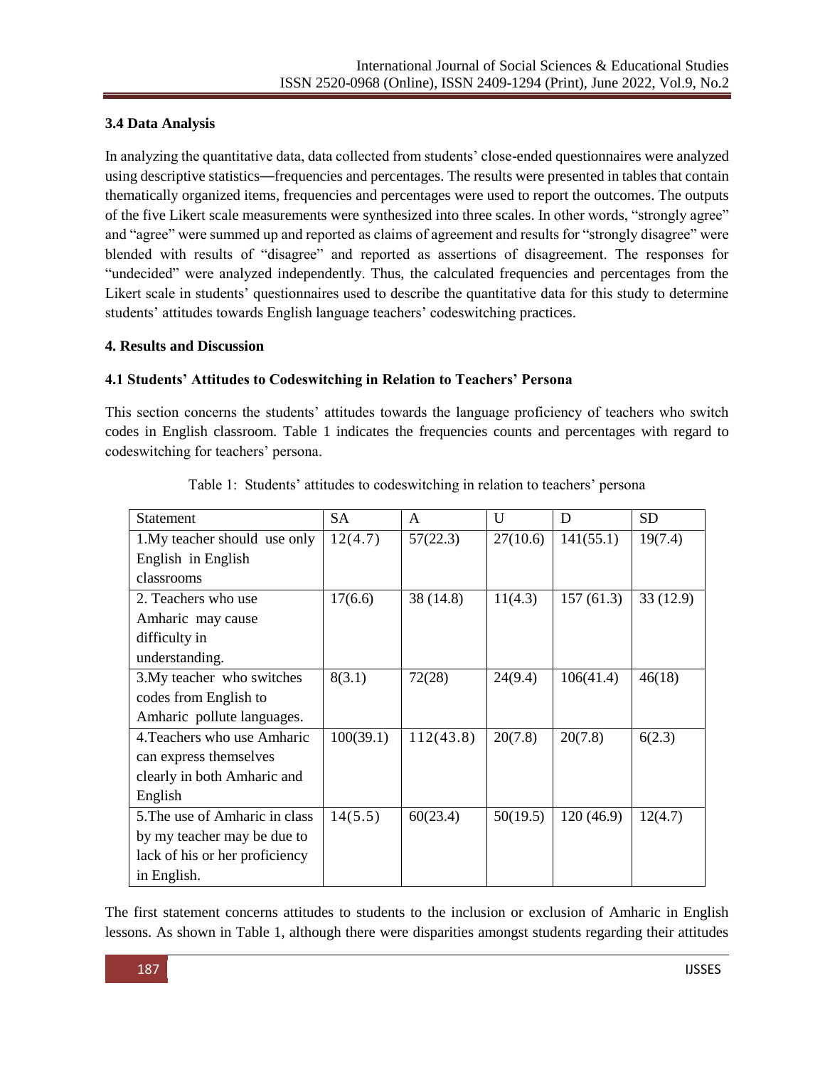### 3.4 Data Analysis

In analyzing the quantitative data, data collected from students' close-ended questionnaires were analyzed using descriptive statistics—frequencies and percentages. The results were presented in tables that contain thematically organized items, frequencies and percentages were used to report the outcomes. The outputs of the five Likert scale measurements were synthesized into three scales. In other words, "strongly agree" and "agree" were summed up and reported as claims of agreement and results for "strongly disagree" were blended with results of "disagree" and reported as assertions of disagreement. The responses for "undecided" were analyzed independently. Thus, the calculated frequencies and percentages from the Likert scale in students' questionnaires used to describe the quantitative data for this study to determine students' attitudes towards English language teachers' codeswitching practices.

## 4. Results and Discussion

### 4.1 Students' Attitudes to Codeswitching in Relation to Teachers' Persona

This section concerns the students' attitudes towards the language proficiency of teachers who switch codes in English classroom. Table 1 indicates the frequencies counts and percentages with regard to codeswitching for teachers' persona.

Table 1: Students' attitudes to codeswitching in relation to teachers' persona

| Statement | SA | A | U | D | SD |
|---|---|---|---|---|---|
| 1.My teacher should use only English in English classrooms | 12(4.7) | 57(22.3) | 27(10.6) | 141(55.1) | 19(7.4) |
| 2. Teachers who use Amharic may cause difficulty in understanding. | 17(6.6) | 38 (14.8) | 11(4.3) | 157 (61.3) | 33 (12.9) |
| 3.My teacher who switches codes from English to Amharic pollute languages. | 8(3.1) | 72(28) | 24(9.4) | 106(41.4) | 46(18) |
| 4.Teachers who use Amharic can express themselves clearly in both Amharic and English | 100(39.1) | 112(43.8) | 20(7.8) | 20(7.8) | 6(2.3) |
| 5.The use of Amharic in class by my teacher may be due to lack of his or her proficiency in English. | 14(5.5) | 60(23.4) | 50(19.5) | 120 (46.9) | 12(4.7) |

The first statement concerns attitudes to students to the inclusion or exclusion of Amharic in English lessons. As shown in Table 1, although there were disparities amongst students regarding their attitudes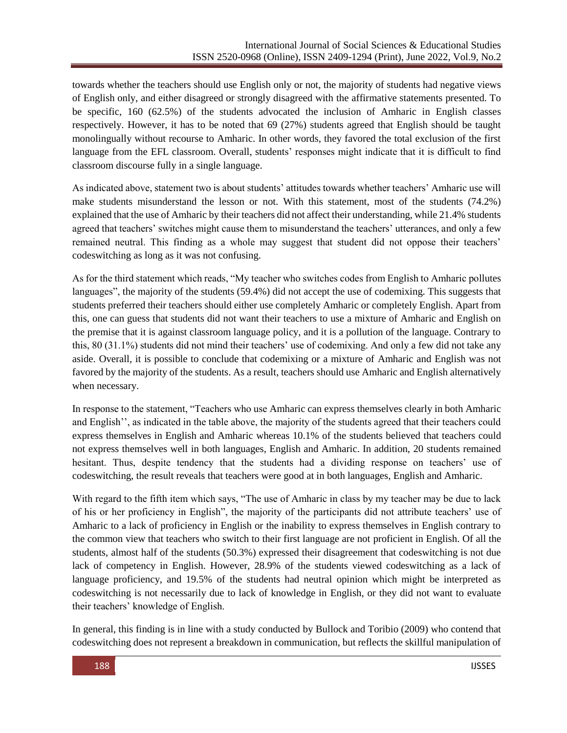towards whether the teachers should use English only or not, the majority of students had negative views of English only, and either disagreed or strongly disagreed with the affirmative statements presented. To be specific, 160 (62.5%) of the students advocated the inclusion of Amharic in English classes respectively. However, it has to be noted that 69 (27%) students agreed that English should be taught monolingually without recourse to Amharic. In other words, they favored the total exclusion of the first language from the EFL classroom. Overall, students' responses might indicate that it is difficult to find classroom discourse fully in a single language.

As indicated above, statement two is about students' attitudes towards whether teachers' Amharic use will make students misunderstand the lesson or not. With this statement, most of the students (74.2%) explained that the use of Amharic by their teachers did not affect their understanding, while 21.4% students agreed that teachers' switches might cause them to misunderstand the teachers' utterances, and only a few remained neutral. This finding as a whole may suggest that student did not oppose their teachers' codeswitching as long as it was not confusing.

As for the third statement which reads, "My teacher who switches codes from English to Amharic pollutes languages", the majority of the students (59.4%) did not accept the use of codemixing. This suggests that students preferred their teachers should either use completely Amharic or completely English. Apart from this, one can guess that students did not want their teachers to use a mixture of Amharic and English on the premise that it is against classroom language policy, and it is a pollution of the language. Contrary to this, 80 (31.1%) students did not mind their teachers' use of codemixing. And only a few did not take any aside. Overall, it is possible to conclude that codemixing or a mixture of Amharic and English was not favored by the majority of the students. As a result, teachers should use Amharic and English alternatively when necessary.

In response to the statement, "Teachers who use Amharic can express themselves clearly in both Amharic and English'', as indicated in the table above, the majority of the students agreed that their teachers could express themselves in English and Amharic whereas 10.1% of the students believed that teachers could not express themselves well in both languages, English and Amharic. In addition, 20 students remained hesitant. Thus, despite tendency that the students had a dividing response on teachers' use of codeswitching, the result reveals that teachers were good at in both languages, English and Amharic.

With regard to the fifth item which says, "The use of Amharic in class by my teacher may be due to lack of his or her proficiency in English", the majority of the participants did not attribute teachers' use of Amharic to a lack of proficiency in English or the inability to express themselves in English contrary to the common view that teachers who switch to their first language are not proficient in English. Of all the students, almost half of the students (50.3%) expressed their disagreement that codeswitching is not due lack of competency in English. However, 28.9% of the students viewed codeswitching as a lack of language proficiency, and 19.5% of the students had neutral opinion which might be interpreted as codeswitching is not necessarily due to lack of knowledge in English, or they did not want to evaluate their teachers' knowledge of English.

In general, this finding is in line with a study conducted by Bullock and Toribio (2009) who contend that codeswitching does not represent a breakdown in communication, but reflects the skillful manipulation of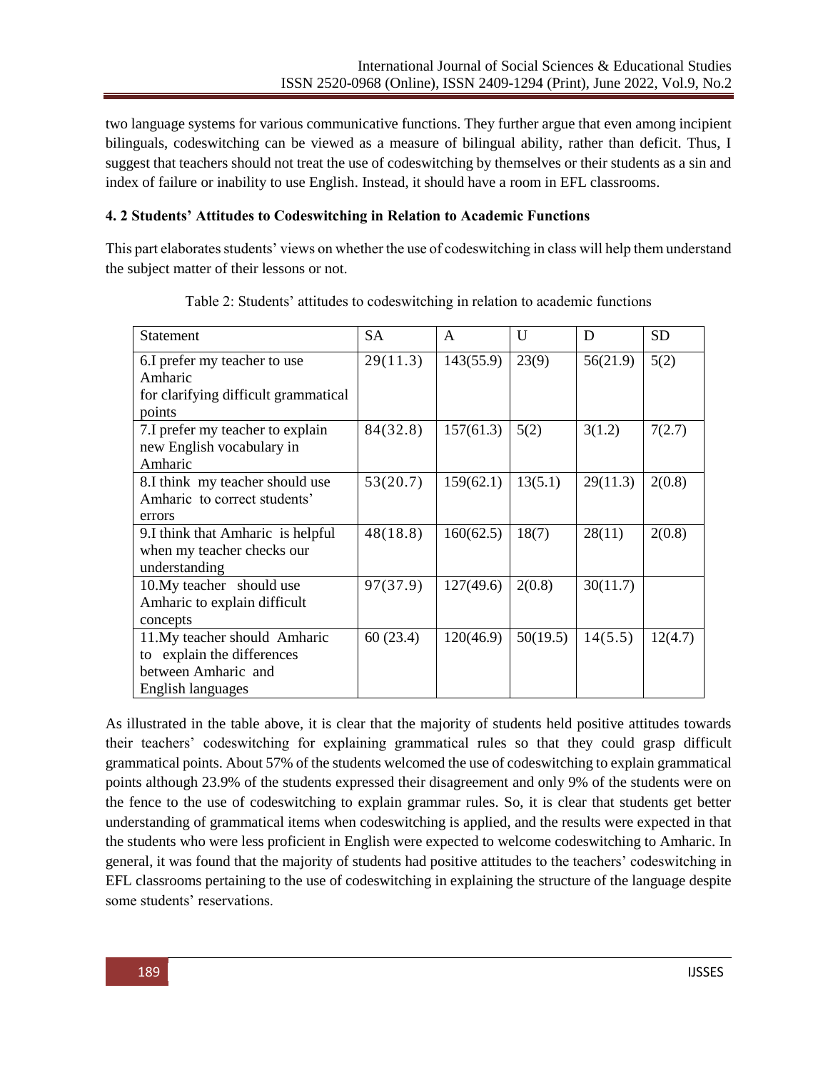two language systems for various communicative functions. They further argue that even among incipient bilinguals, codeswitching can be viewed as a measure of bilingual ability, rather than deficit. Thus, I suggest that teachers should not treat the use of codeswitching by themselves or their students as a sin and index of failure or inability to use English. Instead, it should have a room in EFL classrooms.

### 4. 2 Students' Attitudes to Codeswitching in Relation to Academic Functions

This part elaborates students' views on whether the use of codeswitching in class will help them understand the subject matter of their lessons or not.

Table 2: Students' attitudes to codeswitching in relation to academic functions

| Statement | SA | A | U | D | SD |
|---|---|---|---|---|---|
| 6.I prefer my teacher to use Amharic for clarifying difficult grammatical points | 29(11.3) | 143(55.9) | 23(9) | 56(21.9) | 5(2) |
| 7.I prefer my teacher to explain new English vocabulary in Amharic | 84(32.8) | 157(61.3) | 5(2) | 3(1.2) | 7(2.7) |
| 8.I think my teacher should use Amharic to correct students' errors | 53(20.7) | 159(62.1) | 13(5.1) | 29(11.3) | 2(0.8) |
| 9.I think that Amharic is helpful when my teacher checks our understanding | 48(18.8) | 160(62.5) | 18(7) | 28(11) | 2(0.8) |
| 10.My teacher should use Amharic to explain difficult concepts | 97(37.9) | 127(49.6) | 2(0.8) | 30(11.7) | |
| 11.My teacher should Amharic to explain the differences between Amharic and English languages | 60 (23.4) | 120(46.9) | 50(19.5) | 14(5.5) | 12(4.7) |

As illustrated in the table above, it is clear that the majority of students held positive attitudes towards their teachers' codeswitching for explaining grammatical rules so that they could grasp difficult grammatical points. About 57% of the students welcomed the use of codeswitching to explain grammatical points although 23.9% of the students expressed their disagreement and only 9% of the students were on the fence to the use of codeswitching to explain grammar rules. So, it is clear that students get better understanding of grammatical items when codeswitching is applied, and the results were expected in that the students who were less proficient in English were expected to welcome codeswitching to Amharic. In general, it was found that the majority of students had positive attitudes to the teachers' codeswitching in EFL classrooms pertaining to the use of codeswitching in explaining the structure of the language despite some students' reservations.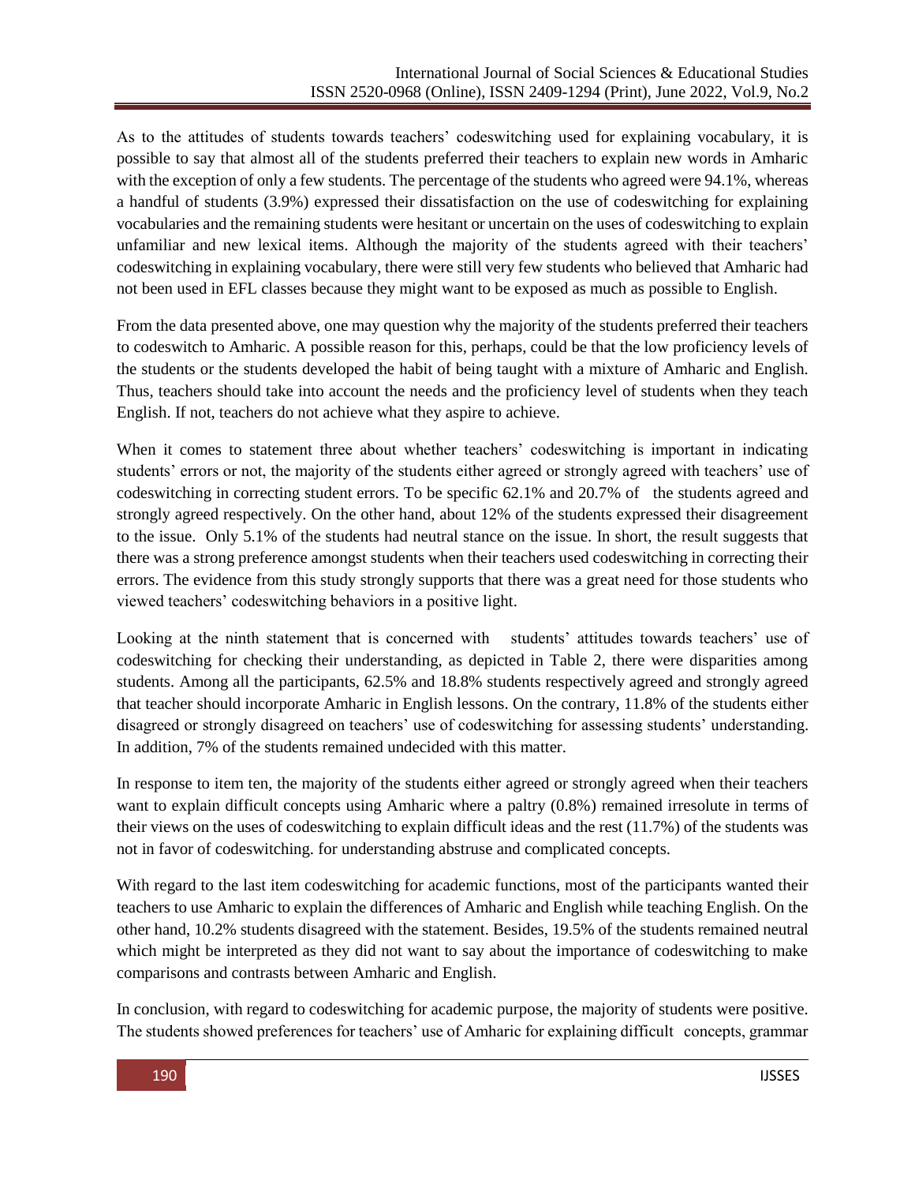As to the attitudes of students towards teachers' codeswitching used for explaining vocabulary, it is possible to say that almost all of the students preferred their teachers to explain new words in Amharic with the exception of only a few students. The percentage of the students who agreed were 94.1%, whereas a handful of students (3.9%) expressed their dissatisfaction on the use of codeswitching for explaining vocabularies and the remaining students were hesitant or uncertain on the uses of codeswitching to explain unfamiliar and new lexical items. Although the majority of the students agreed with their teachers' codeswitching in explaining vocabulary, there were still very few students who believed that Amharic had not been used in EFL classes because they might want to be exposed as much as possible to English.

From the data presented above, one may question why the majority of the students preferred their teachers to codeswitch to Amharic. A possible reason for this, perhaps, could be that the low proficiency levels of the students or the students developed the habit of being taught with a mixture of Amharic and English. Thus, teachers should take into account the needs and the proficiency level of students when they teach English. If not, teachers do not achieve what they aspire to achieve.

When it comes to statement three about whether teachers' codeswitching is important in indicating students' errors or not, the majority of the students either agreed or strongly agreed with teachers' use of codeswitching in correcting student errors. To be specific 62.1% and 20.7% of the students agreed and strongly agreed respectively. On the other hand, about 12% of the students expressed their disagreement to the issue. Only 5.1% of the students had neutral stance on the issue. In short, the result suggests that there was a strong preference amongst students when their teachers used codeswitching in correcting their errors. The evidence from this study strongly supports that there was a great need for those students who viewed teachers' codeswitching behaviors in a positive light.

Looking at the ninth statement that is concerned with students' attitudes towards teachers' use of codeswitching for checking their understanding, as depicted in Table 2, there were disparities among students. Among all the participants, 62.5% and 18.8% students respectively agreed and strongly agreed that teacher should incorporate Amharic in English lessons. On the contrary, 11.8% of the students either disagreed or strongly disagreed on teachers' use of codeswitching for assessing students' understanding. In addition, 7% of the students remained undecided with this matter.

In response to item ten, the majority of the students either agreed or strongly agreed when their teachers want to explain difficult concepts using Amharic where a paltry (0.8%) remained irresolute in terms of their views on the uses of codeswitching to explain difficult ideas and the rest (11.7%) of the students was not in favor of codeswitching. for understanding abstruse and complicated concepts.

With regard to the last item codeswitching for academic functions, most of the participants wanted their teachers to use Amharic to explain the differences of Amharic and English while teaching English. On the other hand, 10.2% students disagreed with the statement. Besides, 19.5% of the students remained neutral which might be interpreted as they did not want to say about the importance of codeswitching to make comparisons and contrasts between Amharic and English.

In conclusion, with regard to codeswitching for academic purpose, the majority of students were positive. The students showed preferences for teachers' use of Amharic for explaining difficult concepts, grammar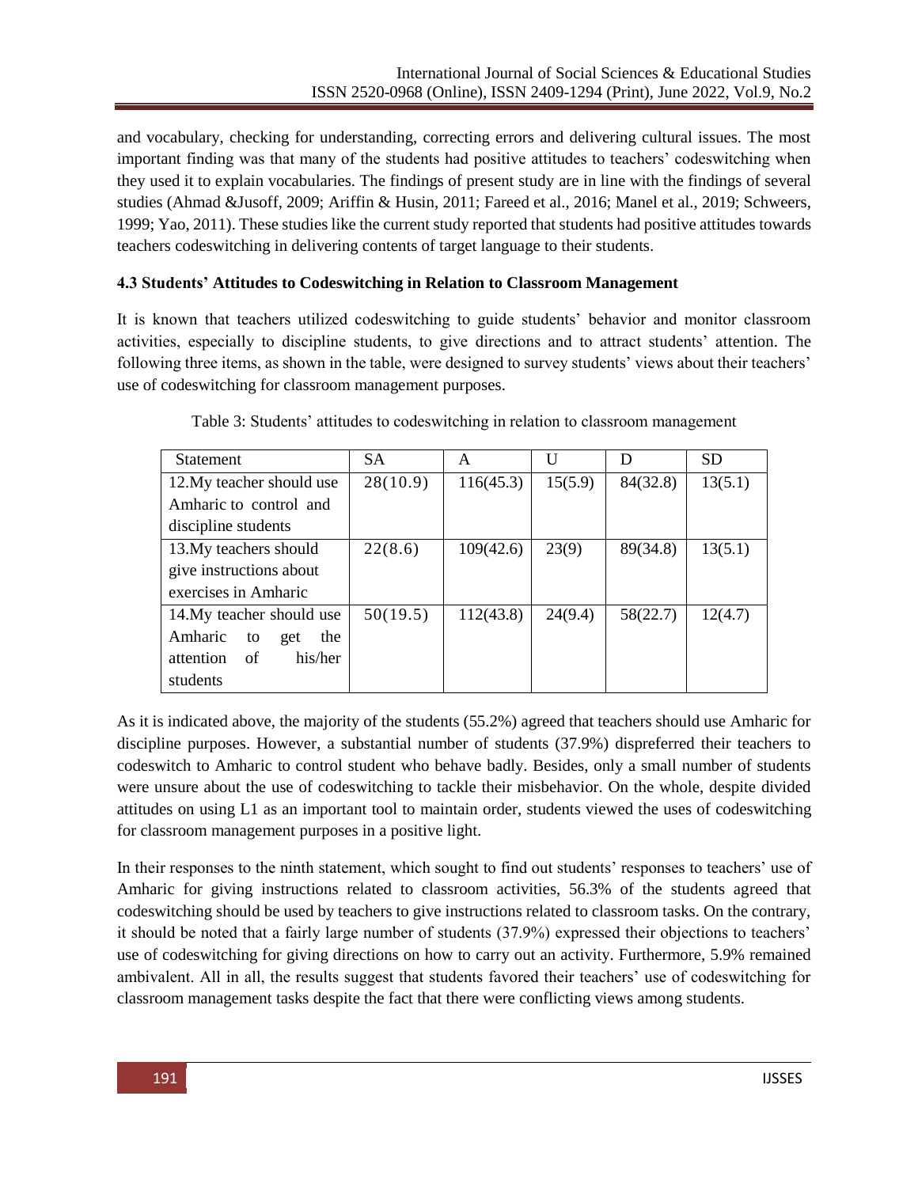and vocabulary, checking for understanding, correcting errors and delivering cultural issues. The most important finding was that many of the students had positive attitudes to teachers' codeswitching when they used it to explain vocabularies. The findings of present study are in line with the findings of several studies (Ahmad &Jusoff, 2009; Ariffin & Husin, 2011; Fareed et al., 2016; Manel et al., 2019; Schweers, 1999; Yao, 2011). These studies like the current study reported that students had positive attitudes towards teachers codeswitching in delivering contents of target language to their students.

### 4.3 Students' Attitudes to Codeswitching in Relation to Classroom Management

It is known that teachers utilized codeswitching to guide students' behavior and monitor classroom activities, especially to discipline students, to give directions and to attract students' attention. The following three items, as shown in the table, were designed to survey students' views about their teachers' use of codeswitching for classroom management purposes.

Table 3: Students' attitudes to codeswitching in relation to classroom management

| Statement | SA | A | U | D | SD |
|---|---|---|---|---|---|
| 12.My teacher should use Amharic to control and discipline students | 28(10.9) | 116(45.3) | 15(5.9) | 84(32.8) | 13(5.1) |
| 13.My teachers should give instructions about exercises in Amharic | 22(8.6) | 109(42.6) | 23(9) | 89(34.8) | 13(5.1) |
| 14.My teacher should use Amharic to get the attention of his/her students | 50(19.5) | 112(43.8) | 24(9.4) | 58(22.7) | 12(4.7) |

As it is indicated above, the majority of the students (55.2%) agreed that teachers should use Amharic for discipline purposes. However, a substantial number of students (37.9%) dispreferred their teachers to codeswitch to Amharic to control student who behave badly. Besides, only a small number of students were unsure about the use of codeswitching to tackle their misbehavior. On the whole, despite divided attitudes on using L1 as an important tool to maintain order, students viewed the uses of codeswitching for classroom management purposes in a positive light.

In their responses to the ninth statement, which sought to find out students' responses to teachers' use of Amharic for giving instructions related to classroom activities, 56.3% of the students agreed that codeswitching should be used by teachers to give instructions related to classroom tasks. On the contrary, it should be noted that a fairly large number of students (37.9%) expressed their objections to teachers' use of codeswitching for giving directions on how to carry out an activity. Furthermore, 5.9% remained ambivalent. All in all, the results suggest that students favored their teachers' use of codeswitching for classroom management tasks despite the fact that there were conflicting views among students.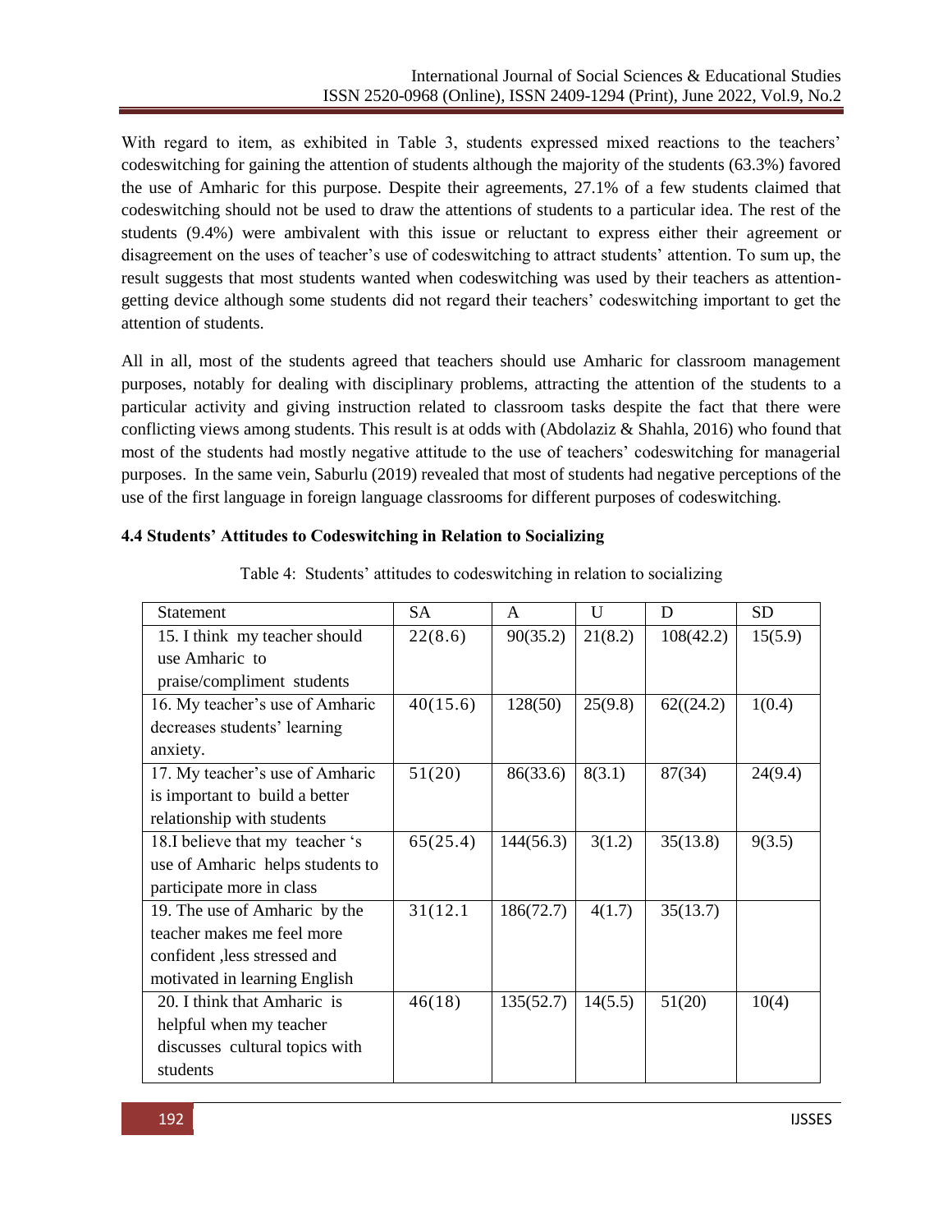With regard to item, as exhibited in Table 3, students expressed mixed reactions to the teachers' codeswitching for gaining the attention of students although the majority of the students (63.3%) favored the use of Amharic for this purpose. Despite their agreements, 27.1% of a few students claimed that codeswitching should not be used to draw the attentions of students to a particular idea. The rest of the students (9.4%) were ambivalent with this issue or reluctant to express either their agreement or disagreement on the uses of teacher's use of codeswitching to attract students' attention. To sum up, the result suggests that most students wanted when codeswitching was used by their teachers as attention-getting device although some students did not regard their teachers' codeswitching important to get the attention of students.

All in all, most of the students agreed that teachers should use Amharic for classroom management purposes, notably for dealing with disciplinary problems, attracting the attention of the students to a particular activity and giving instruction related to classroom tasks despite the fact that there were conflicting views among students. This result is at odds with (Abdolaziz & Shahla, 2016) who found that most of the students had mostly negative attitude to the use of teachers' codeswitching for managerial purposes. In the same vein, Saburlu (2019) revealed that most of students had negative perceptions of the use of the first language in foreign language classrooms for different purposes of codeswitching.

### 4.4 Students' Attitudes to Codeswitching in Relation to Socializing

Table 4: Students' attitudes to codeswitching in relation to socializing

| Statement | SA | A | U | D | SD |
|---|---|---|---|---|---|
| 15. I think my teacher should use Amharic to praise/compliment students | 22(8.6) | 90(35.2) | 21(8.2) | 108(42.2) | 15(5.9) |
| 16. My teacher's use of Amharic decreases students' learning anxiety. | 40(15.6) | 128(50) | 25(9.8) | 62((24.2) | 1(0.4) |
| 17. My teacher's use of Amharic is important to build a better relationship with students | 51(20) | 86(33.6) | 8(3.1) | 87(34) | 24(9.4) |
| 18.I believe that my teacher 's use of Amharic helps students to participate more in class | 65(25.4) | 144(56.3) | 3(1.2) | 35(13.8) | 9(3.5) |
| 19. The use of Amharic by the teacher makes me feel more confident ,less stressed and motivated in learning English | 31(12.1 | 186(72.7) | 4(1.7) | 35(13.7) | |
| 20. I think that Amharic is helpful when my teacher discusses cultural topics with students | 46(18) | 135(52.7) | 14(5.5) | 51(20) | 10(4) |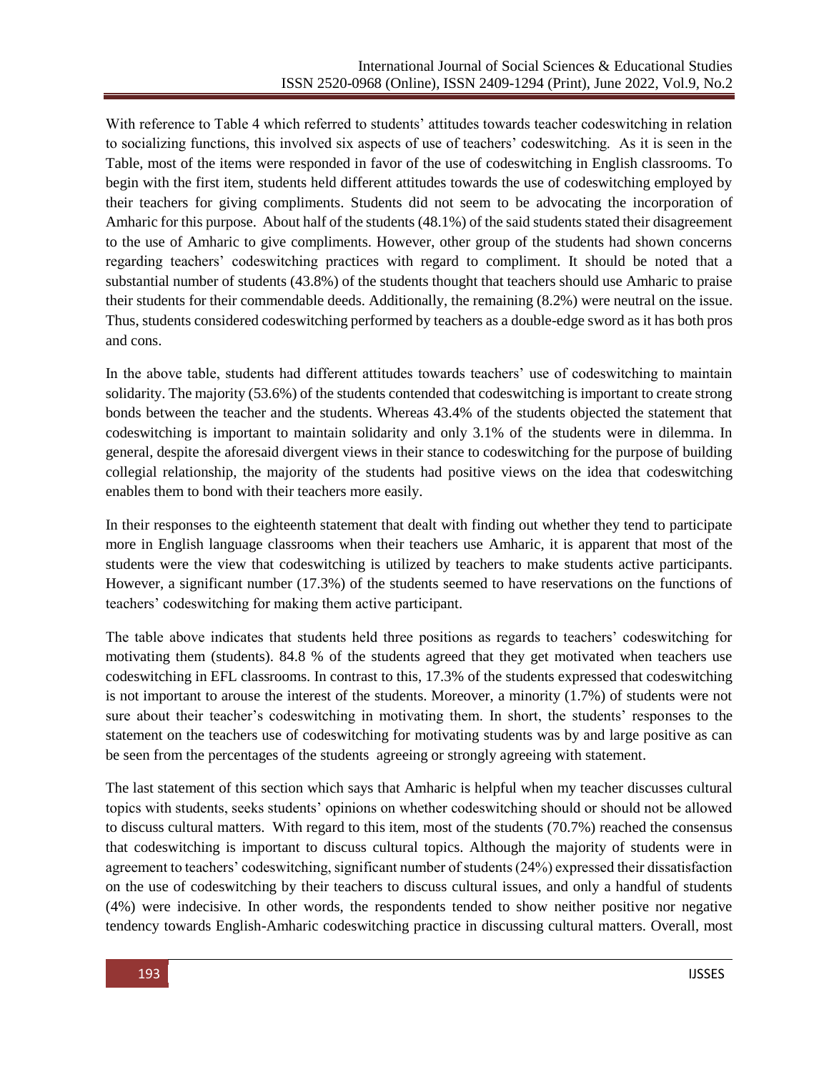With reference to Table 4 which referred to students' attitudes towards teacher codeswitching in relation to socializing functions, this involved six aspects of use of teachers' codeswitching. As it is seen in the Table, most of the items were responded in favor of the use of codeswitching in English classrooms. To begin with the first item, students held different attitudes towards the use of codeswitching employed by their teachers for giving compliments. Students did not seem to be advocating the incorporation of Amharic for this purpose. About half of the students (48.1%) of the said students stated their disagreement to the use of Amharic to give compliments. However, other group of the students had shown concerns regarding teachers' codeswitching practices with regard to compliment. It should be noted that a substantial number of students (43.8%) of the students thought that teachers should use Amharic to praise their students for their commendable deeds. Additionally, the remaining (8.2%) were neutral on the issue. Thus, students considered codeswitching performed by teachers as a double-edge sword as it has both pros and cons.

In the above table, students had different attitudes towards teachers' use of codeswitching to maintain solidarity. The majority (53.6%) of the students contended that codeswitching is important to create strong bonds between the teacher and the students. Whereas 43.4% of the students objected the statement that codeswitching is important to maintain solidarity and only 3.1% of the students were in dilemma. In general, despite the aforesaid divergent views in their stance to codeswitching for the purpose of building collegial relationship, the majority of the students had positive views on the idea that codeswitching enables them to bond with their teachers more easily.

In their responses to the eighteenth statement that dealt with finding out whether they tend to participate more in English language classrooms when their teachers use Amharic, it is apparent that most of the students were the view that codeswitching is utilized by teachers to make students active participants. However, a significant number (17.3%) of the students seemed to have reservations on the functions of teachers' codeswitching for making them active participant.

The table above indicates that students held three positions as regards to teachers' codeswitching for motivating them (students). 84.8 % of the students agreed that they get motivated when teachers use codeswitching in EFL classrooms. In contrast to this, 17.3% of the students expressed that codeswitching is not important to arouse the interest of the students. Moreover, a minority (1.7%) of students were not sure about their teacher's codeswitching in motivating them. In short, the students' responses to the statement on the teachers use of codeswitching for motivating students was by and large positive as can be seen from the percentages of the students agreeing or strongly agreeing with statement.

The last statement of this section which says that Amharic is helpful when my teacher discusses cultural topics with students, seeks students' opinions on whether codeswitching should or should not be allowed to discuss cultural matters. With regard to this item, most of the students (70.7%) reached the consensus that codeswitching is important to discuss cultural topics. Although the majority of students were in agreement to teachers' codeswitching, significant number of students (24%) expressed their dissatisfaction on the use of codeswitching by their teachers to discuss cultural issues, and only a handful of students (4%) were indecisive. In other words, the respondents tended to show neither positive nor negative tendency towards English-Amharic codeswitching practice in discussing cultural matters. Overall, most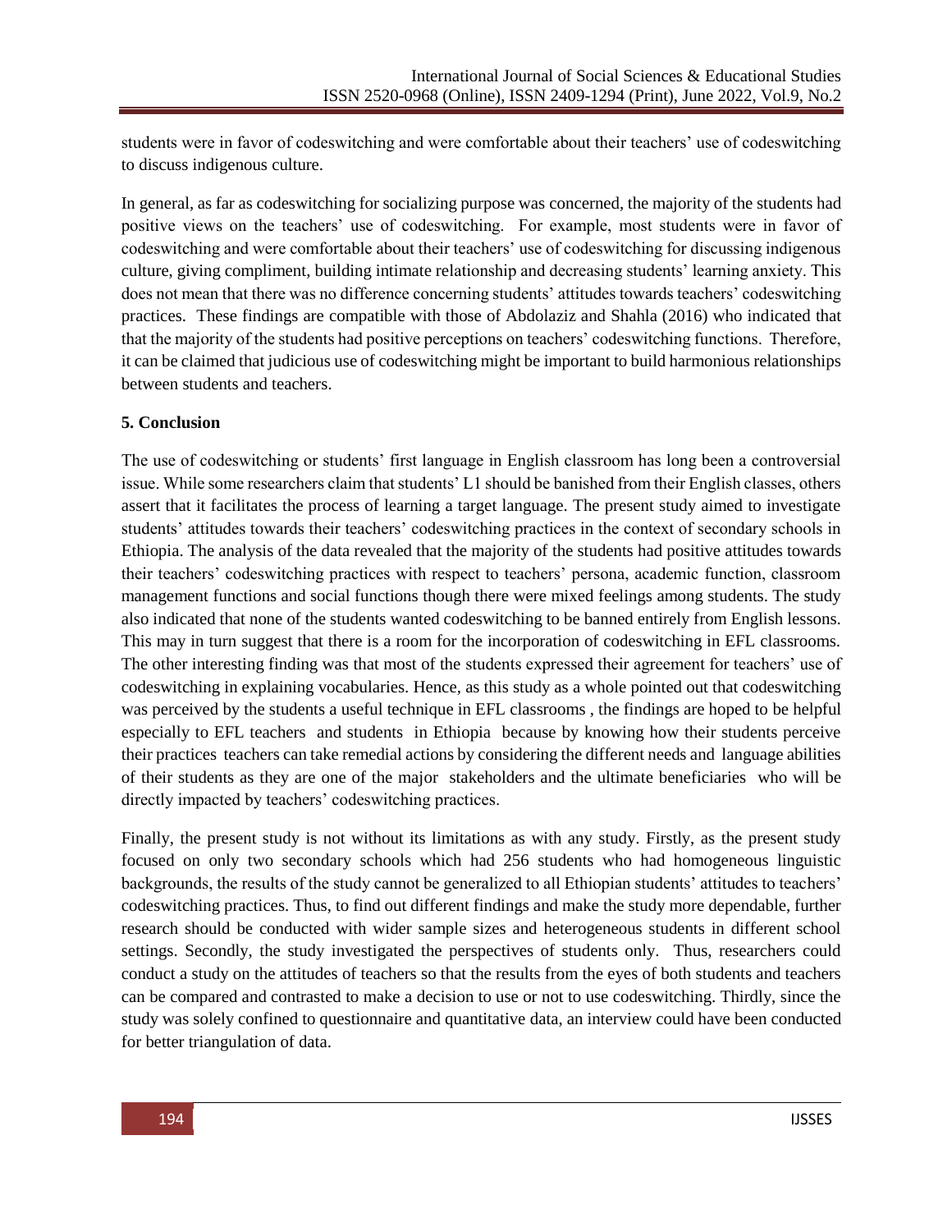students were in favor of codeswitching and were comfortable about their teachers' use of codeswitching to discuss indigenous culture.

In general, as far as codeswitching for socializing purpose was concerned, the majority of the students had positive views on the teachers' use of codeswitching. For example, most students were in favor of codeswitching and were comfortable about their teachers' use of codeswitching for discussing indigenous culture, giving compliment, building intimate relationship and decreasing students' learning anxiety. This does not mean that there was no difference concerning students' attitudes towards teachers' codeswitching practices. These findings are compatible with those of Abdolaziz and Shahla (2016) who indicated that that the majority of the students had positive perceptions on teachers' codeswitching functions. Therefore, it can be claimed that judicious use of codeswitching might be important to build harmonious relationships between students and teachers.

## 5. Conclusion

The use of codeswitching or students' first language in English classroom has long been a controversial issue. While some researchers claim that students' L1 should be banished from their English classes, others assert that it facilitates the process of learning a target language. The present study aimed to investigate students' attitudes towards their teachers' codeswitching practices in the context of secondary schools in Ethiopia. The analysis of the data revealed that the majority of the students had positive attitudes towards their teachers' codeswitching practices with respect to teachers' persona, academic function, classroom management functions and social functions though there were mixed feelings among students. The study also indicated that none of the students wanted codeswitching to be banned entirely from English lessons. This may in turn suggest that there is a room for the incorporation of codeswitching in EFL classrooms. The other interesting finding was that most of the students expressed their agreement for teachers' use of codeswitching in explaining vocabularies. Hence, as this study as a whole pointed out that codeswitching was perceived by the students a useful technique in EFL classrooms , the findings are hoped to be helpful especially to EFL teachers and students in Ethiopia because by knowing how their students perceive their practices teachers can take remedial actions by considering the different needs and language abilities of their students as they are one of the major stakeholders and the ultimate beneficiaries who will be directly impacted by teachers' codeswitching practices.

Finally, the present study is not without its limitations as with any study. Firstly, as the present study focused on only two secondary schools which had 256 students who had homogeneous linguistic backgrounds, the results of the study cannot be generalized to all Ethiopian students' attitudes to teachers' codeswitching practices. Thus, to find out different findings and make the study more dependable, further research should be conducted with wider sample sizes and heterogeneous students in different school settings. Secondly, the study investigated the perspectives of students only. Thus, researchers could conduct a study on the attitudes of teachers so that the results from the eyes of both students and teachers can be compared and contrasted to make a decision to use or not to use codeswitching. Thirdly, since the study was solely confined to questionnaire and quantitative data, an interview could have been conducted for better triangulation of data.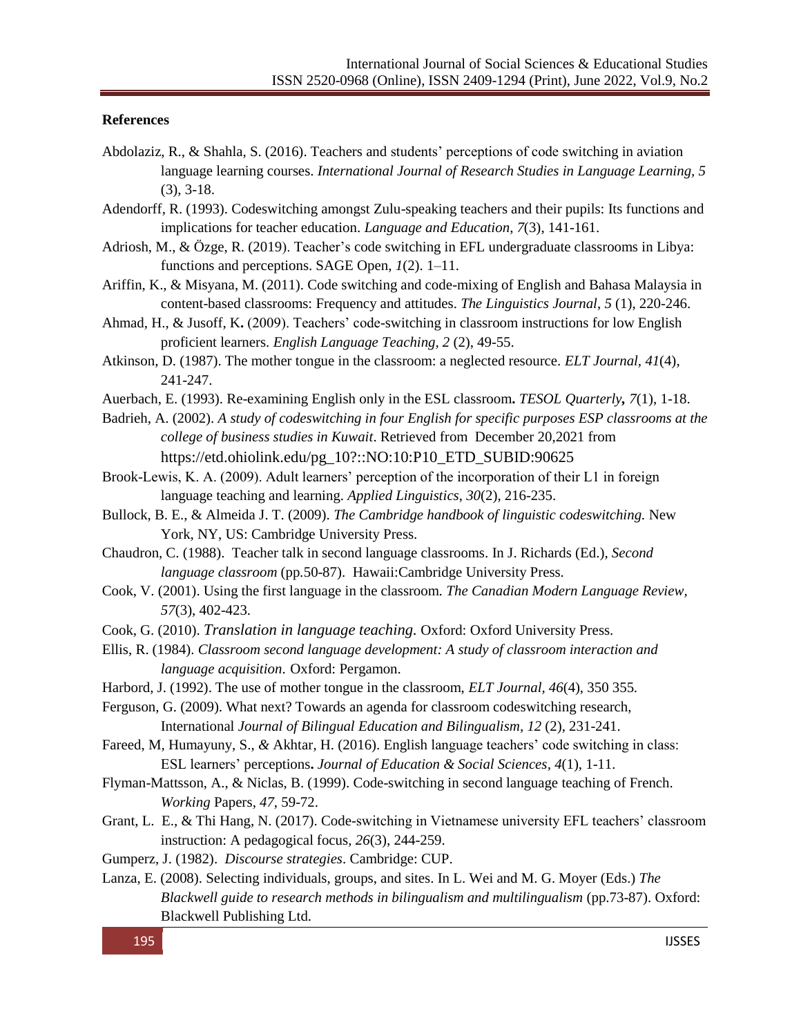**References**

Abdolaziz, R., & Shahla, S. (2016). Teachers and students' perceptions of code switching in aviation language learning courses. *International Journal of Research Studies in Language Learning, 5* (3), 3-18.

Adendorff, R. (1993). Codeswitching amongst Zulu-speaking teachers and their pupils: Its functions and implications for teacher education. *Language and Education*, *7*(3), 141-161.

Adriosh, M., & Özge, R. (2019). Teacher's code switching in EFL undergraduate classrooms in Libya: functions and perceptions. SAGE Open, *1*(2). 1–11.

Ariffin, K., & Misyana, M. (2011). Code switching and code-mixing of English and Bahasa Malaysia in content-based classrooms: Frequency and attitudes. *The Linguistics Journal, 5* (1), 220-246.

Ahmad, H., & Jusoff, K**.** (2009). Teachers' code-switching in classroom instructions for low English proficient learners. *English Language Teaching, 2* (2), 49-55.

Atkinson, D. (1987). The mother tongue in the classroom: a neglected resource. *ELT Journal, 41*(4), 241-247.

Auerbach, E. (1993). Re-examining English only in the ESL classroom**.** *TESOL Quarterly, 7*(1), 1-18.

Badrieh, A. (2002). *A study of codeswitching in four English for specific purposes ESP classrooms at the college of business studies in Kuwait*. Retrieved from December 20,2021 from https://etd.ohiolink.edu/pg_10?::NO:10:P10_ETD_SUBID:90625

Brook-Lewis, K. A. (2009). Adult learners' perception of the incorporation of their L1 in foreign language teaching and learning. *Applied Linguistics*, *30*(2), 216-235.

Bullock, B. E., & Almeida J. T. (2009). *The Cambridge handbook of linguistic codeswitching.* New York, NY, US: Cambridge University Press.

Chaudron, C. (1988). Teacher talk in second language classrooms. In J. Richards (Ed.), *Second language classroom* (pp.50-87). Hawaii:Cambridge University Press.

Cook, V. (2001). Using the first language in the classroom*. The Canadian Modern Language Review, 57*(3), 402-423*.*

Cook, G. (2010). *Translation in language teaching*. Oxford: Oxford University Press.

Ellis, R. (1984). *Classroom second language development: A study of classroom interaction and language acquisition*. Oxford: Pergamon.

Harbord, J. (1992). The use of mother tongue in the classroom*, ELT Journal, 46*(4), 350 355*.*

Ferguson, G. (2009). What next? Towards an agenda for classroom codeswitching research, International *Journal of Bilingual Education and Bilingualism, 12* (2), 231-241.

Fareed, M, Humayuny, S., *&* Akhtar, H. (2016). English language teachers' code switching in class: ESL learners' perceptions**.** *Journal of Education & Social Sciences, 4*(1), 1-11.

Flyman-Mattsson, A., & Niclas, B. (1999). Code-switching in second language teaching of French. *Working* Papers, *47*, 59-72.

Grant, L. E., & Thi Hang, N. (2017). Code-switching in Vietnamese university EFL teachers' classroom instruction: A pedagogical focus*, 26*(3), 244-259.

Gumperz, J. (1982). *Discourse strategies*. Cambridge: CUP.

Lanza, E. (2008). Selecting individuals, groups, and sites. In L. Wei and M. G. Moyer (Eds.) *The Blackwell guide to research methods in bilingualism and multilingualism* (pp.73-87). Oxford: Blackwell Publishing Ltd.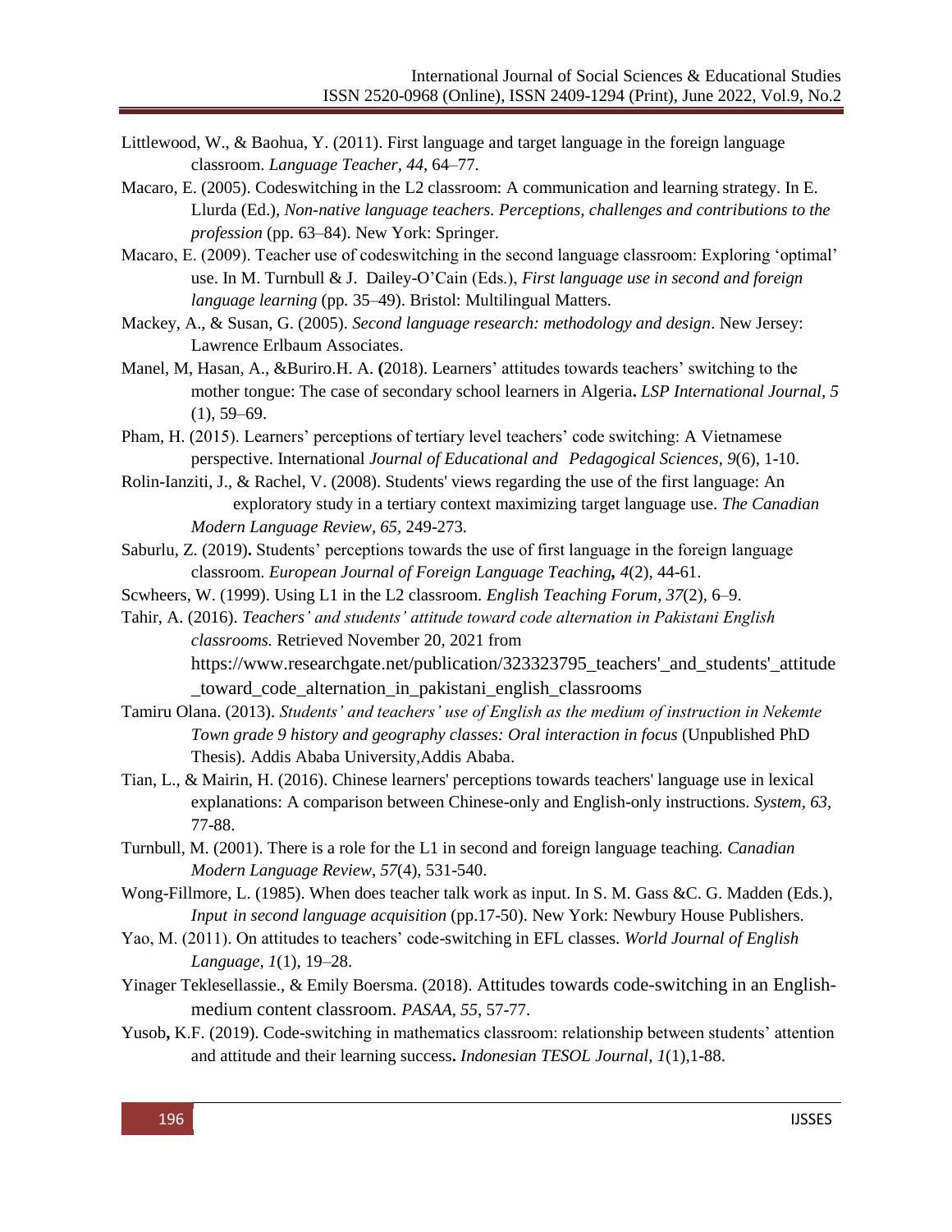Littlewood, W., & Baohua, Y. (2011). First language and target language in the foreign language classroom. *Language Teacher, 44*, 64–77.

Macaro, E. (2005). Codeswitching in the L2 classroom: A communication and learning strategy. In E. Llurda (Ed.), *Non-native language teachers. Perceptions, challenges and contributions to the profession* (pp. 63–84). New York: Springer.

Macaro, E. (2009). Teacher use of codeswitching in the second language classroom: Exploring 'optimal' use. In M. Turnbull & J. Dailey-O'Cain (Eds.), *First language use in second and foreign language learning* (pp. 35–49). Bristol: Multilingual Matters.

Mackey, A., & Susan, G. (2005). *Second language research: methodology and design*. New Jersey: Lawrence Erlbaum Associates.

Manel, M, Hasan, A., &Buriro.H. A. **(**2018). Learners' attitudes towards teachers' switching to the mother tongue: The case of secondary school learners in Algeria**.** *LSP International Journal, 5* (1), 59–69.

Pham, H. (2015). Learners' perceptions of tertiary level teachers' code switching: A Vietnamese perspective. International *Journal of Educational and Pedagogical Sciences, 9*(6), 1-10.

Rolin-Ianziti, J., & Rachel, V. (2008). Students' views regarding the use of the first language: An exploratory study in a tertiary context maximizing target language use. *The Canadian Modern Language Review, 65,* 249-273.

Saburlu, Z. (2019)**.** Students' perceptions towards the use of first language in the foreign language classroom. *European Journal of Foreign Language Teaching***,** *4*(2), 44-61.

Scwheers, W. (1999). Using L1 in the L2 classroom. *English Teaching Forum*, *37*(2), 6–9.

Tahir, A. (2016). *Teachers' and students' attitude toward code alternation in Pakistani English classrooms.* Retrieved November 20, 2021 from https://www.researchgate.net/publication/323323795_teachers'_and_students'_attitude_toward_code_alternation_in_pakistani_english_classrooms

Tamiru Olana. (2013). *Students' and teachers' use of English as the medium of instruction in Nekemte Town grade 9 history and geography classes: Oral interaction in focus* (Unpublished PhD Thesis). Addis Ababa University,Addis Ababa.

Tian, L., & Mairin, H. (2016). Chinese learners' perceptions towards teachers' language use in lexical explanations: A comparison between Chinese-only and English-only instructions. *System, 63*, 77-88.

Turnbull, M. (2001). There is a role for the L1 in second and foreign language teaching. *Canadian Modern Language Review, 57*(4), 531-540.

Wong-Fillmore, L. (1985). When does teacher talk work as input. In S. M. Gass &C. G. Madden (Eds.), *Input in second language acquisition* (pp.17-50). New York: Newbury House Publishers.

Yao, M. (2011). On attitudes to teachers' code-switching in EFL classes. *World Journal of English Language, 1*(1), 19–28.

Yinager Teklesellassie., & Emily Boersma. (2018). Attitudes towards code-switching in an English-medium content classroom. *PASAA, 55*, 57-77.

Yusob**,** K.F. (2019). Code-switching in mathematics classroom: relationship between students' attention and attitude and their learning success**.** *Indonesian TESOL Journal*, *1*(1),1-88.